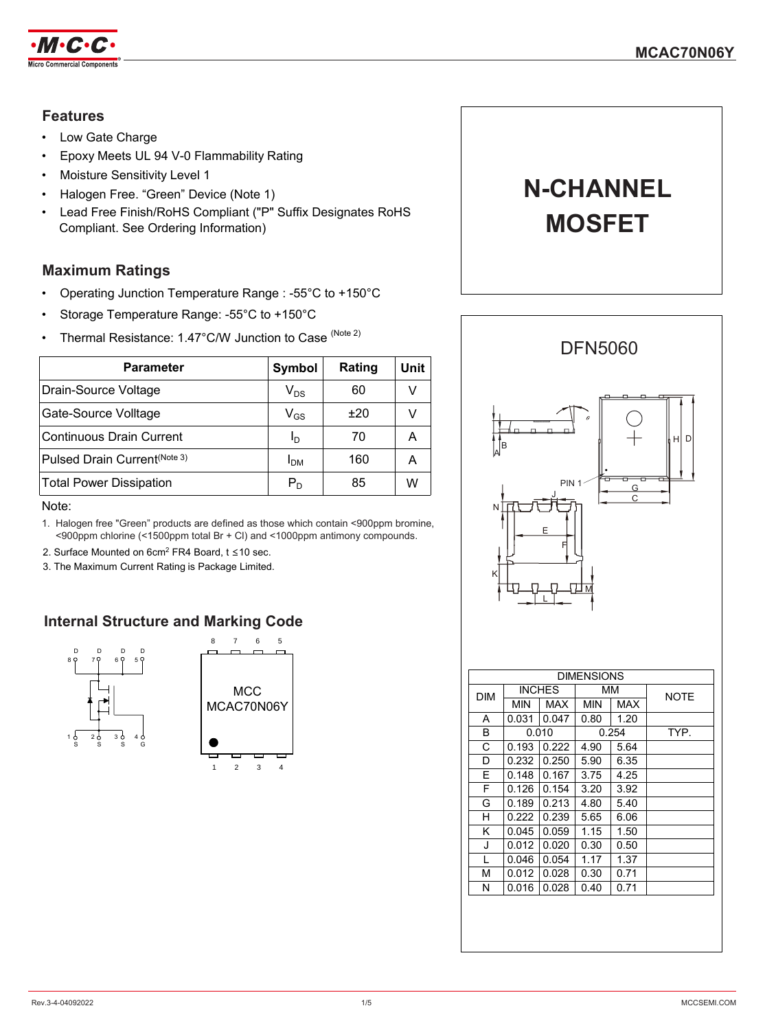# MCAC70N06Y

## Features

- Low Gate Charge
- Epoxy Meets UL 94 V-0 Flammability Rating
- Moisture Sensitivity Level 1
- Halogen Free. "Green" Device (Note 1)
- Lead Free Finish/RoHS Compliant ("P" Suffix Designates RoHS Compliant. See Ordering Information)

## Maximum Ratings

- Operating Junction Temperature Range : -55°C to +150°C
- Storage Temperature Range: -55°C to +150°C
- Thermal Resistance: 1.47°C/W Junction to Case (Note 2)

| Parameter | Symbol | Rating | Unit |
|---|---|---|---|
| Drain-Source Voltage | $V_{DS}$ | 60 | V |
| Gate-Source Volltage | $V_{GS}$ | ±20 | V |
| Continuous Drain Current | $I_D$ | 70 | A |
| Pulsed Drain Current (Note 3) | $I_{DM}$ | 160 | A |
| Total Power Dissipation | $P_D$ | 85 | W |

Note:

1. Halogen free "Green" products are defined as those which contain <900ppm bromine, <900ppm chlorine (<1500ppm total Br + Cl) and <1000ppm antimony compounds.
2. Surface Mounted on 6cm$^2$ FR4 Board, t ≤10 sec.
3. The Maximum Current Rating is Package Limited.

## N-CHANNEL MOSFET

## Internal Structure and Marking Code

D D D D
8 7 6 5

1 2 3 4
S S S G

MCC
MCAC70N06Y

## DFN5060

| DIM | INCHES | | MM | | NOTE |
|---|---|---|---|---|---|
| | MIN | MAX | MIN | MAX | |
| A | 0.031 | 0.047 | 0.80 | 1.20 | |
| B | 0.010 | | 0.254 | | TYP. |
| C | 0.193 | 0.222 | 4.90 | 5.64 | |
| D | 0.232 | 0.250 | 5.90 | 6.35 | |
| E | 0.148 | 0.167 | 3.75 | 4.25 | |
| F | 0.126 | 0.154 | 3.20 | 3.92 | |
| G | 0.189 | 0.213 | 4.80 | 5.40 | |
| H | 0.222 | 0.239 | 5.65 | 6.06 | |
| K | 0.045 | 0.059 | 1.15 | 1.50 | |
| J | 0.012 | 0.020 | 0.30 | 0.50 | |
| L | 0.046 | 0.054 | 1.17 | 1.37 | |
| M | 0.012 | 0.028 | 0.30 | 0.71 | |
| N | 0.016 | 0.028 | 0.40 | 0.71 | |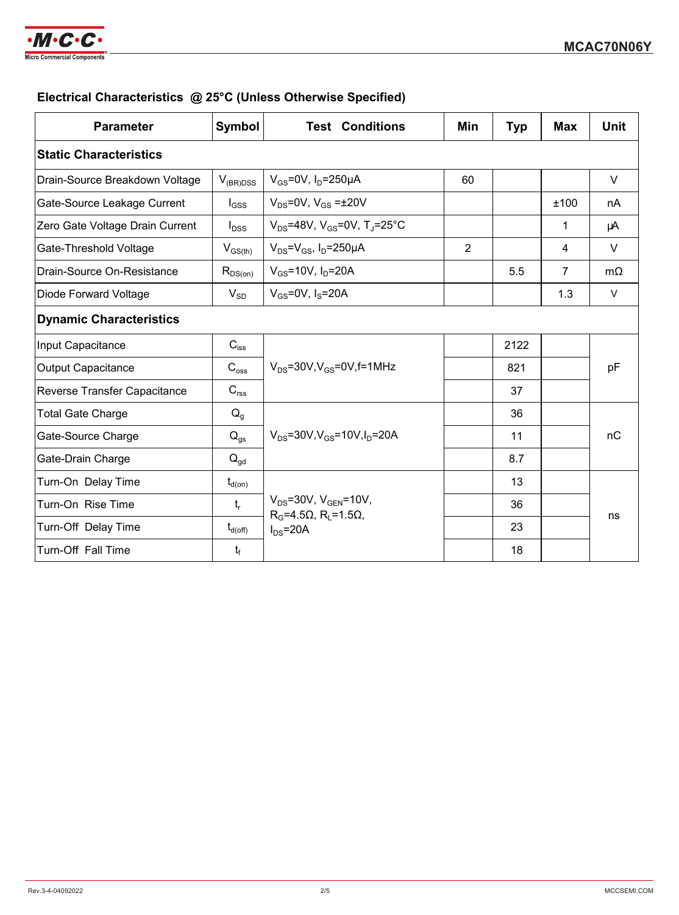## Electrical Characteristics @ 25°C (Unless Otherwise Specified)

| Parameter | Symbol | Test Conditions | Min | Typ | Max | Unit |
|---|---|---|---|---|---|---|
| **Static Characteristics** | | | | | | |
| Drain-Source Breakdown Voltage | $V_{(BR)DSS}$ | $V_{GS}$=0V, $I_D$=250μA | 60 | | | V |
| Gate-Source Leakage Current | $I_{GSS}$ | $V_{DS}$=0V, $V_{GS}$ =±20V | | | ±100 | nA |
| Zero Gate Voltage Drain Current | $I_{DSS}$ | $V_{DS}$=48V, $V_{GS}$=0V, $T_J$=25°C | | | 1 | μA |
| Gate-Threshold Voltage | $V_{GS(th)}$ | $V_{DS}$=$V_{GS}$, $I_D$=250μA | 2 | | 4 | V |
| Drain-Source On-Resistance | $R_{DS(on)}$ | $V_{GS}$=10V, $I_D$=20A | | 5.5 | 7 | mΩ |
| Diode Forward Voltage | $V_{SD}$ | $V_{GS}$=0V, $I_S$=20A | | | 1.3 | V |
| **Dynamic Characteristics** | | | | | | |
| Input Capacitance | $C_{iss}$ | $V_{DS}$=30V,$V_{GS}$=0V,f=1MHz | | 2122 | | pF |
| Output Capacitance | $C_{oss}$ | | | 821 | | |
| Reverse Transfer Capacitance | $C_{rss}$ | | | 37 | | |
| Total Gate Charge | $Q_g$ | $V_{DS}$=30V,$V_{GS}$=10V,$I_D$=20A | | 36 | | nC |
| Gate-Source Charge | $Q_{gs}$ | | | 11 | | |
| Gate-Drain Charge | $Q_{gd}$ | | | 8.7 | | |
| Turn-On Delay Time | $t_{d(on)}$ | $V_{DS}$=30V, $V_{GEN}$=10V, $R_G$=4.5Ω, $R_L$=1.5Ω, $I_{DS}$=20A | | 13 | | ns |
| Turn-On Rise Time | $t_r$ | | | 36 | | |
| Turn-Off Delay Time | $t_{d(off)}$ | | | 23 | | |
| Turn-Off Fall Time | $t_f$ | | | 18 | | |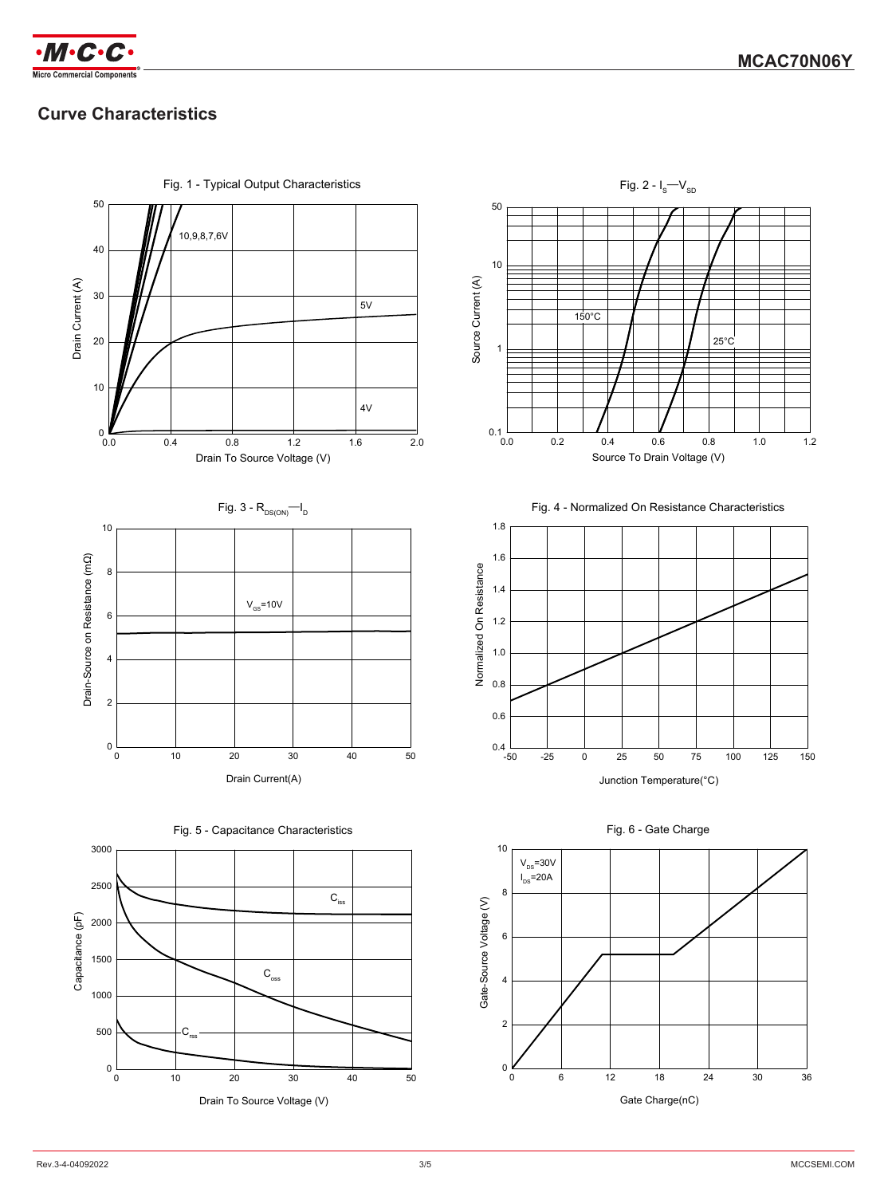## Curve Characteristics

Fig. 1 - Typical Output Characteristics

Fig. 2 - $I_S$—$V_{SD}$

Fig. 3 - $R_{DS(ON)}$—$I_D$

Fig. 4 - Normalized On Resistance Characteristics

Fig. 5 - Capacitance Characteristics

Fig. 6 - Gate Charge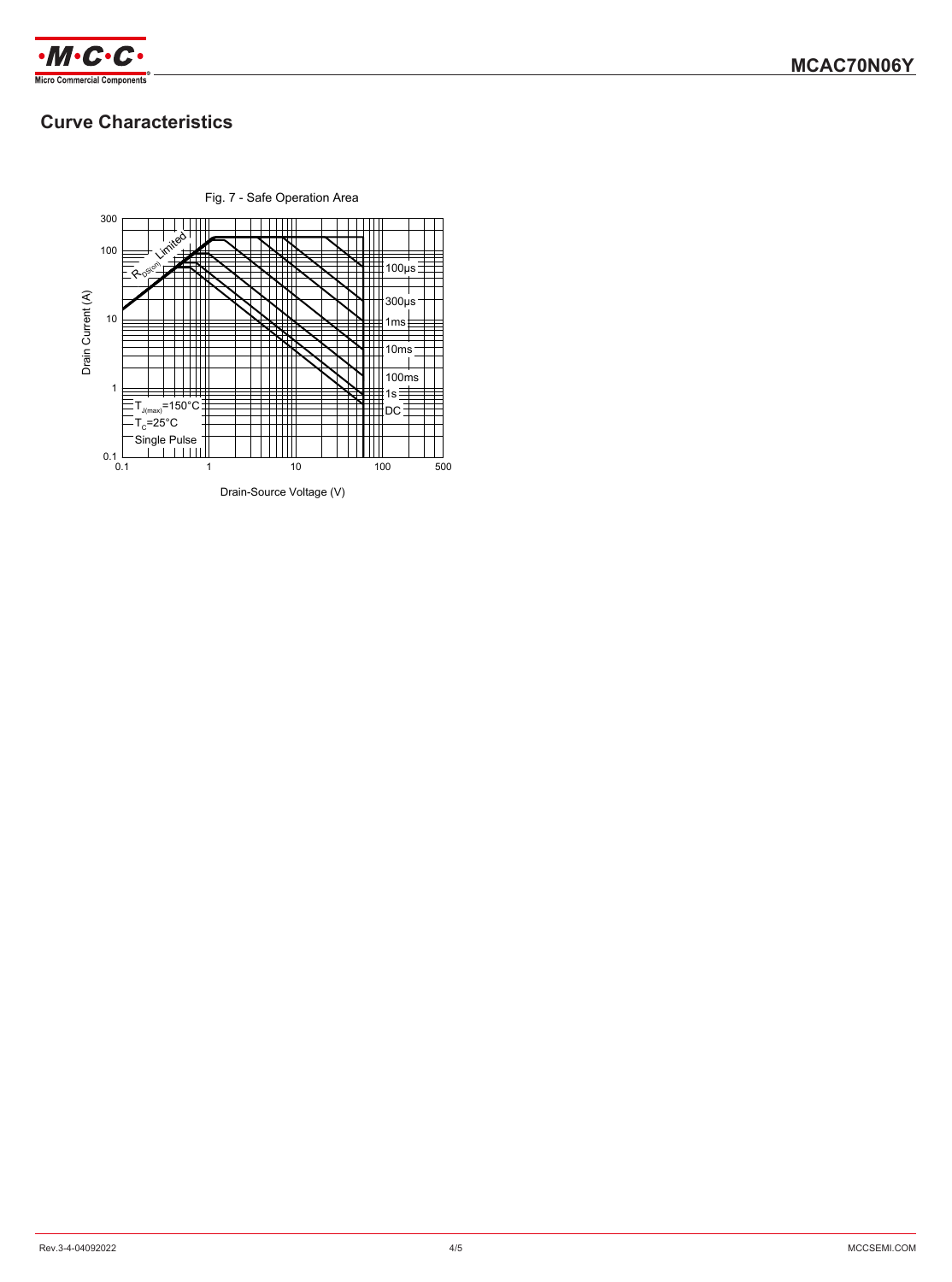## Curve Characteristics

Fig. 7 - Safe Operation Area

Drain Current (A)

$R_{DS(on)}$ Limited

100µs

300µs

1ms

10ms

100ms

1s

DC

$T_{J(max)}$=150°C

$T_C$=25°C

Single Pulse

Drain-Source Voltage (V)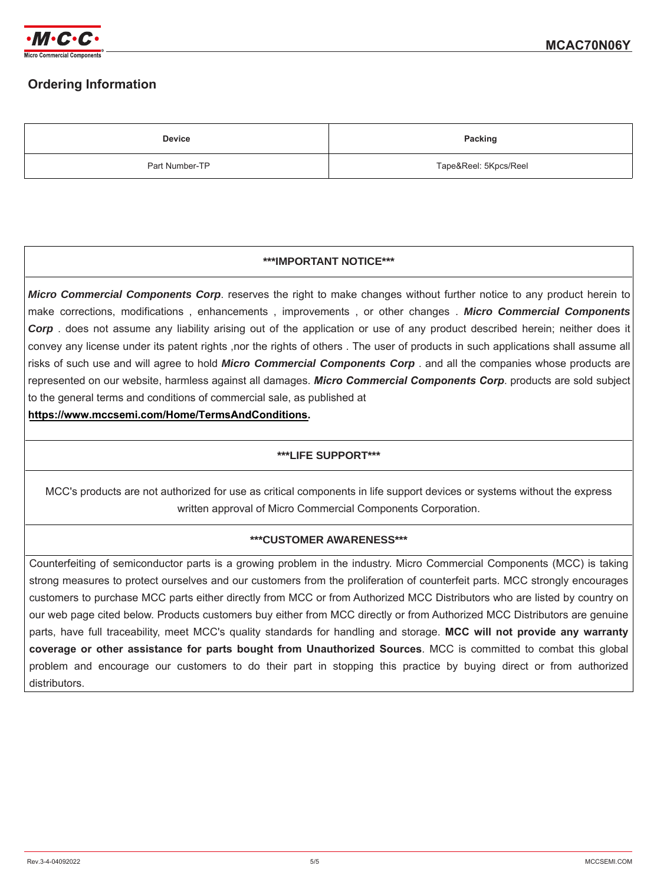## Ordering Information

| Device | Packing |
| --- | --- |
| Part Number-TP | Tape&Reel: 5Kpcs/Reel |

**\*\*\*IMPORTANT NOTICE\*\*\***

***Micro Commercial Components Corp***. reserves the right to make changes without further notice to any product herein to make corrections, modifications , enhancements , improvements , or other changes . ***Micro Commercial Components Corp*** . does not assume any liability arising out of the application or use of any product described herein; neither does it convey any license under its patent rights ,nor the rights of others . The user of products in such applications shall assume all risks of such use and will agree to hold ***Micro Commercial Components Corp*** . and all the companies whose products are represented on our website, harmless against all damages. ***Micro Commercial Components Corp***. products are sold subject to the general terms and conditions of commercial sale, as published at

**https://www.mccsemi.com/Home/TermsAndConditions.**

**\*\*\*LIFE SUPPORT\*\*\***

MCC's products are not authorized for use as critical components in life support devices or systems without the express written approval of Micro Commercial Components Corporation.

**\*\*\*CUSTOMER AWARENESS\*\*\***

Counterfeiting of semiconductor parts is a growing problem in the industry. Micro Commercial Components (MCC) is taking strong measures to protect ourselves and our customers from the proliferation of counterfeit parts. MCC strongly encourages customers to purchase MCC parts either directly from MCC or from Authorized MCC Distributors who are listed by country on our web page cited below. Products customers buy either from MCC directly or from Authorized MCC Distributors are genuine parts, have full traceability, meet MCC's quality standards for handling and storage. **MCC will not provide any warranty coverage or other assistance for parts bought from Unauthorized Sources**. MCC is committed to combat this global problem and encourage our customers to do their part in stopping this practice by buying direct or from authorized distributors.